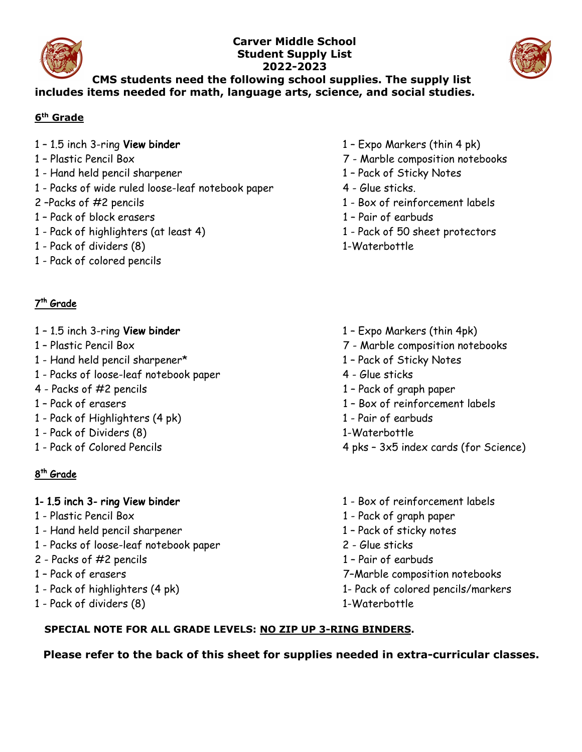# Carver Middle School
## Student Supply List
## 2022-2023

**CMS students need the following school supplies. The supply list includes items needed for math, language arts, science, and social studies.**

### 6th Grade

- 1 – 1.5 inch 3-ring View binder
- 1 – Plastic Pencil Box
- 1 - Hand held pencil sharpener
- 1 - Packs of wide ruled loose-leaf notebook paper
- 2 –Packs of #2 pencils
- 1 – Pack of block erasers
- 1 - Pack of highlighters (at least 4)
- 1 - Pack of dividers (8)
- 1 - Pack of colored pencils
- 1 – Expo Markers (thin 4 pk)
- 7 - Marble composition notebooks
- 1 – Pack of Sticky Notes
- 4 - Glue sticks.
- 1 - Box of reinforcement labels
- 1 – Pair of earbuds
- 1 - Pack of 50 sheet protectors
- 1-Waterbottle

### 7th Grade

- 1 – 1.5 inch 3-ring View binder
- 1 – Plastic Pencil Box
- 1 - Hand held pencil sharpener*
- 1 - Packs of loose-leaf notebook paper
- 4 - Packs of #2 pencils
- 1 – Pack of erasers
- 1 - Pack of Highlighters (4 pk)
- 1 - Pack of Dividers (8)
- 1 - Pack of Colored Pencils
- 1 – Expo Markers (thin 4pk)
- 7 - Marble composition notebooks
- 1 – Pack of Sticky Notes
- 4 - Glue sticks
- 1 – Pack of graph paper
- 1 – Box of reinforcement labels
- 1 - Pair of earbuds
- 1-Waterbottle
- 4 pks – 3x5 index cards (for Science)

### 8th Grade

- 1- 1.5 inch 3- ring View binder
- 1 - Plastic Pencil Box
- 1 - Hand held pencil sharpener
- 1 - Packs of loose-leaf notebook paper
- 2 - Packs of #2 pencils
- 1 – Pack of erasers
- 1 - Pack of highlighters (4 pk)
- 1 - Pack of dividers (8)
- 1 - Box of reinforcement labels
- 1 - Pack of graph paper
- 1 – Pack of sticky notes
- 2 - Glue sticks
- 1 – Pair of earbuds
- 7–Marble composition notebooks
- 1- Pack of colored pencils/markers
- 1-Waterbottle

**SPECIAL NOTE FOR ALL GRADE LEVELS: NO ZIP UP 3-RING BINDERS.**

**Please refer to the back of this sheet for supplies needed in extra-curricular classes.**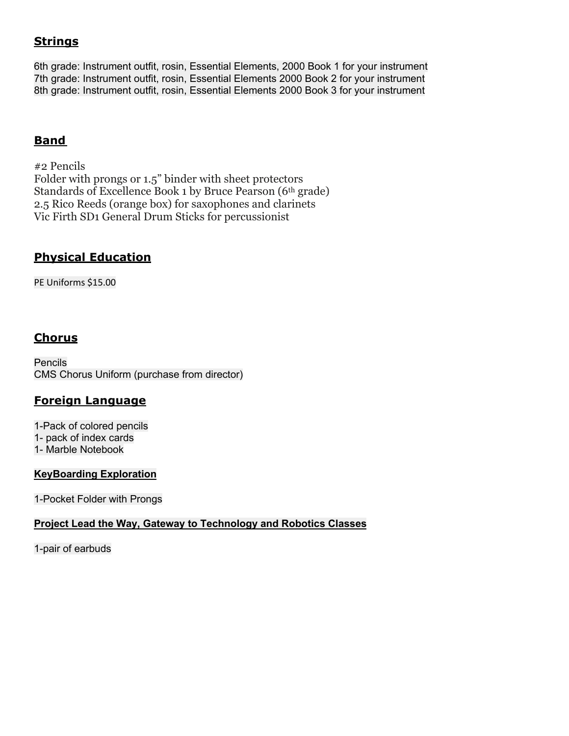## **Strings**

6th grade: Instrument outfit, rosin, Essential Elements, 2000 Book 1 for your instrument
7th grade: Instrument outfit, rosin, Essential Elements 2000 Book 2 for your instrument
8th grade: Instrument outfit, rosin, Essential Elements 2000 Book 3 for your instrument

## **Band**

#2 Pencils
Folder with prongs or 1.5" binder with sheet protectors
Standards of Excellence Book 1 by Bruce Pearson (6th grade)
2.5 Rico Reeds (orange box) for saxophones and clarinets
Vic Firth SD1 General Drum Sticks for percussionist

## **Physical Education**

PE Uniforms $15.00

## **Chorus**

Pencils
CMS Chorus Uniform (purchase from director)

## **Foreign Language**

1-Pack of colored pencils
1- pack of index cards
1- Marble Notebook

### **KeyBoarding Exploration**

1-Pocket Folder with Prongs

### **Project Lead the Way, Gateway to Technology and Robotics Classes**

1-pair of earbuds